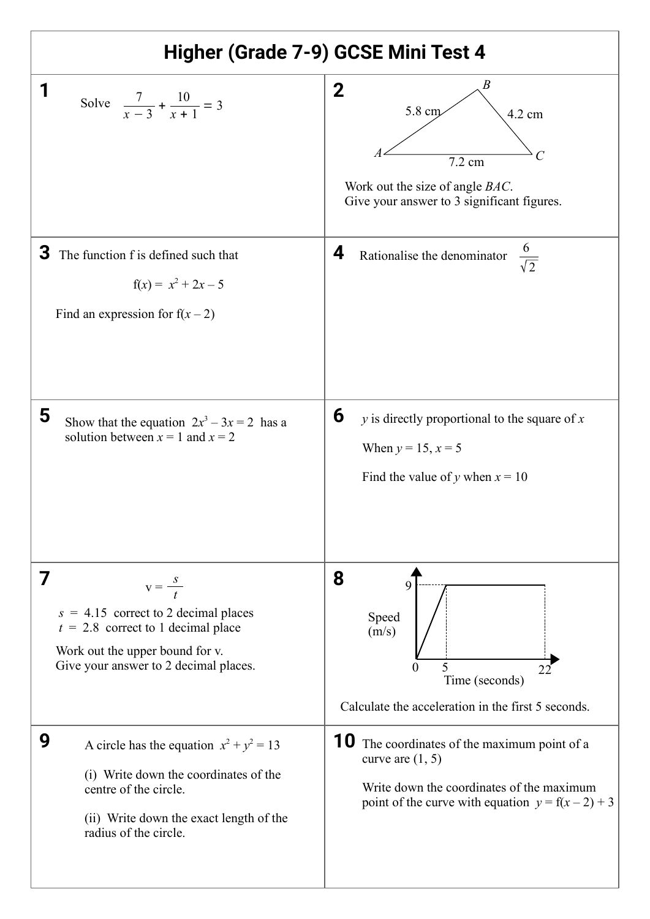# Higher (Grade 7-9) GCSE Mini Test 4

## 1

Solve $\frac{7}{x-3} + \frac{10}{x+1} = 3$

## 2

*B*

5.8 cm    4.2 cm

*A*    *C*

7.2 cm

Work out the size of angle *BAC*.
Give your answer to 3 significant figures.

## 3

The function f is defined such that

$$f(x) = x^2 + 2x - 5$$

Find an expression for $f(x - 2)$

## 4

Rationalise the denominator $\frac{6}{\sqrt{2}}$

## 5

Show that the equation $2x^3 - 3x = 2$ has a solution between $x = 1$ and $x = 2$

## 6

$y$ is directly proportional to the square of $x$

When $y = 15$, $x = 5$

Find the value of $y$ when $x = 10$

## 7

$$v = \frac{s}{t}$$

$s = 4.15$ correct to 2 decimal places
$t = 2.8$ correct to 1 decimal place

Work out the upper bound for v.
Give your answer to 2 decimal places.

## 8

Speed (m/s)

9

0    5    22

Time (seconds)

Calculate the acceleration in the first 5 seconds.

## 9

A circle has the equation $x^2 + y^2 = 13$

(i) Write down the coordinates of the centre of the circle.

(ii) Write down the exact length of the radius of the circle.

## 10

The coordinates of the maximum point of a curve are (1, 5)

Write down the coordinates of the maximum point of the curve with equation $y = f(x - 2) + 3$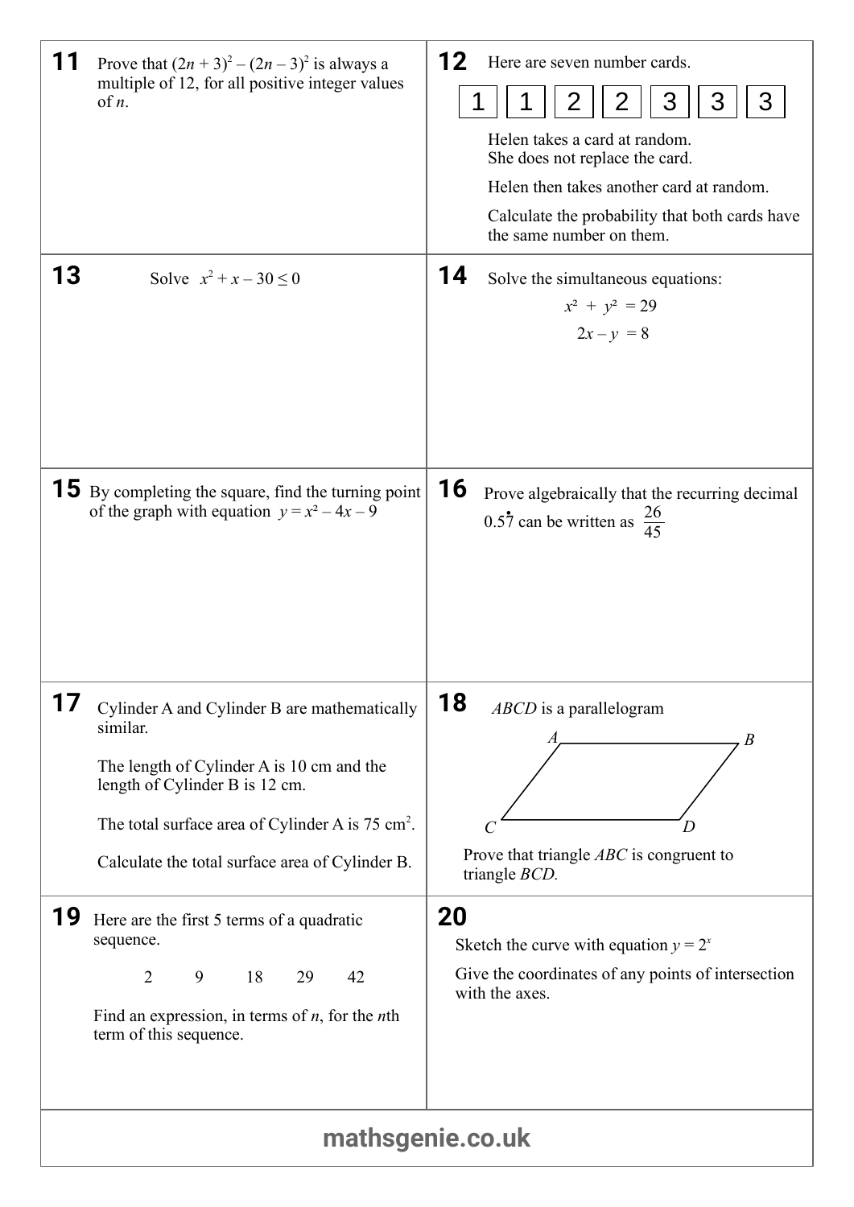**11** Prove that $(2n + 3)^2 - (2n - 3)^2$ is always a multiple of 12, for all positive integer values of $n$.

**12** Here are seven number cards.

| 1 | 1 | 2 | 2 | 3 | 3 | 3 |
|---|---|---|---|---|---|---|

Helen takes a card at random.
She does not replace the card.

Helen then takes another card at random.

Calculate the probability that both cards have the same number on them.

**13** Solve $x^2 + x - 30 \leq 0$

**14** Solve the simultaneous equations:

$$x^2 + y^2 = 29$$
$$2x - y = 8$$

**15** By completing the square, find the turning point of the graph with equation $y = x^2 - 4x - 9$

**16** Prove algebraically that the recurring decimal $0.5\dot{7}$ can be written as $\frac{26}{45}$

**17** Cylinder A and Cylinder B are mathematically similar.

The length of Cylinder A is 10 cm and the length of Cylinder B is 12 cm.

The total surface area of Cylinder A is 75 cm$^2$.

Calculate the total surface area of Cylinder B.

**18** *ABCD* is a parallelogram

A, B, C, D

Prove that triangle *ABC* is congruent to triangle *BCD.*

**19** Here are the first 5 terms of a quadratic sequence.

2 9 18 29 42

Find an expression, in terms of $n$, for the $n$th term of this sequence.

**20**

Sketch the curve with equation $y = 2^x$

Give the coordinates of any points of intersection with the axes.

mathsgenie.co.uk